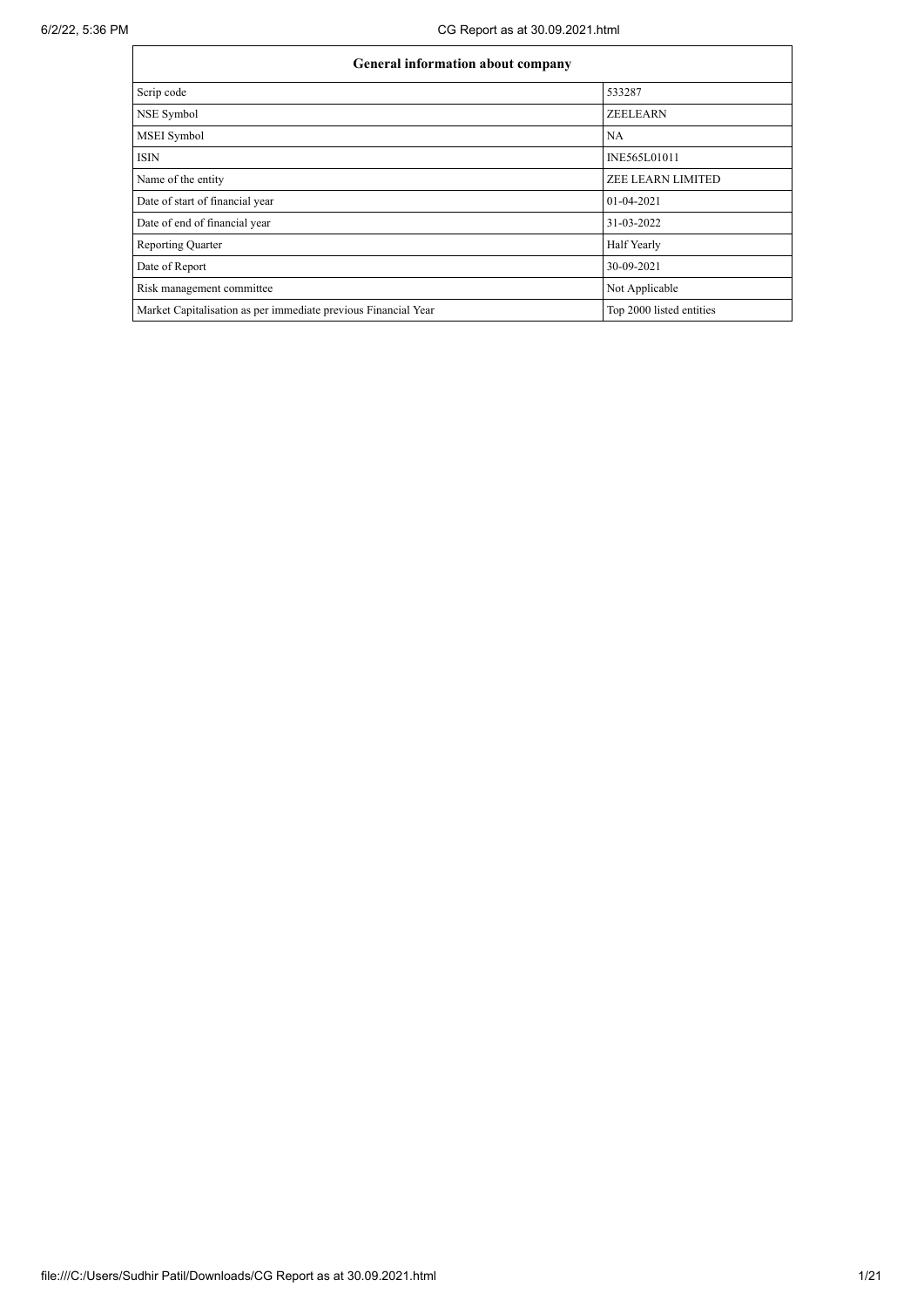| General information about company | |
|---|---|
| Scrip code | 533287 |
| NSE Symbol | ZEELEARN |
| MSEI Symbol | NA |
| ISIN | INE565L01011 |
| Name of the entity | ZEE LEARN LIMITED |
| Date of start of financial year | 01-04-2021 |
| Date of end of financial year | 31-03-2022 |
| Reporting Quarter | Half Yearly |
| Date of Report | 30-09-2021 |
| Risk management committee | Not Applicable |
| Market Capitalisation as per immediate previous Financial Year | Top 2000 listed entities |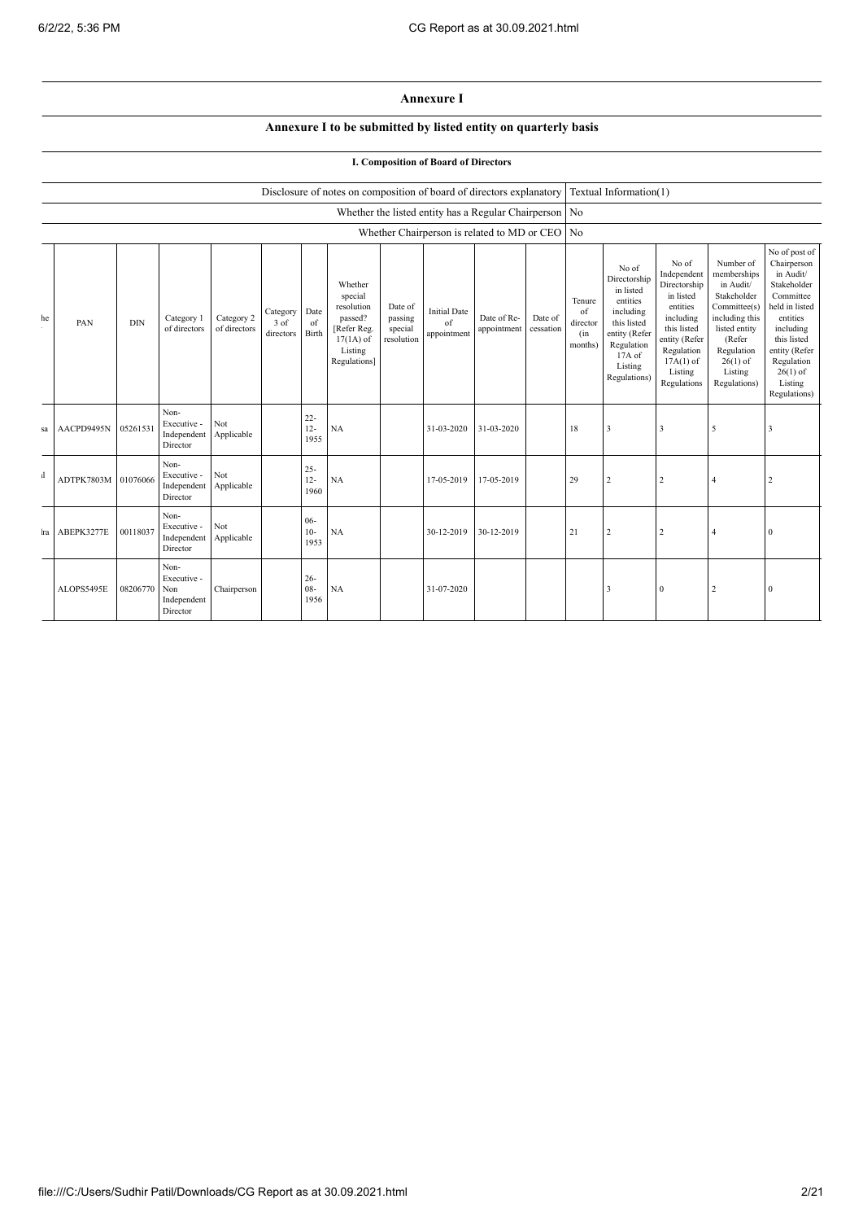# Annexure I

## Annexure I to be submitted by listed entity on quarterly basis

### I. Composition of Board of Directors

| | |
|---|---|
| Disclosure of notes on composition of board of directors explanatory | Textual Information(1) |
| Whether the listed entity has a Regular Chairperson | No |
| Whether Chairperson is related to MD or CEO | No |

| he . | PAN | DIN | Category 1 of directors | Category 2 of directors | Category 3 of directors | Date of Birth | Whether special resolution passed? [Refer Reg. 17(1A) of Listing Regulations] | Date of passing special resolution | Initial Date of appointment | Date of Re-appointment | Date of cessation | Tenure of director (in months) | No of Directorship in listed entities including this listed entity (Refer Regulation 17A of Listing Regulations) | No of Independent Directorship in listed entities including this listed entity (Refer Regulation 17A(1) of Listing Regulations | Number of memberships in Audit/ Stakeholder Committee(s) including this listed entity (Refer Regulation 26(1) of Listing Regulations) | No of post of Chairperson in Audit/ Stakeholder Committee held in listed entities including this listed entity (Refer Regulation 26(1) of Listing Regulations) |
|---|---|---|---|---|---|---|---|---|---|---|---|---|---|---|---|---|
| sa | AACPD9495N | 05261531 | Non-Executive - Independent Director | Not Applicable | | 22-12-1955 | NA | | 31-03-2020 | 31-03-2020 | | 18 | 3 | 3 | 5 | 3 |
| ıl | ADTPK7803M | 01076066 | Non-Executive - Independent Director | Not Applicable | | 25-12-1960 | NA | | 17-05-2019 | 17-05-2019 | | 29 | 2 | 2 | 4 | 2 |
| lra | ABEPK3277E | 00118037 | Non-Executive - Independent Director | Not Applicable | | 06-10-1953 | NA | | 30-12-2019 | 30-12-2019 | | 21 | 2 | 2 | 4 | 0 |
| | ALOPS5495E | 08206770 | Non-Executive - Non Independent Director | Chairperson | | 26-08-1956 | NA | | 31-07-2020 | | | | 3 | 0 | 2 | 0 |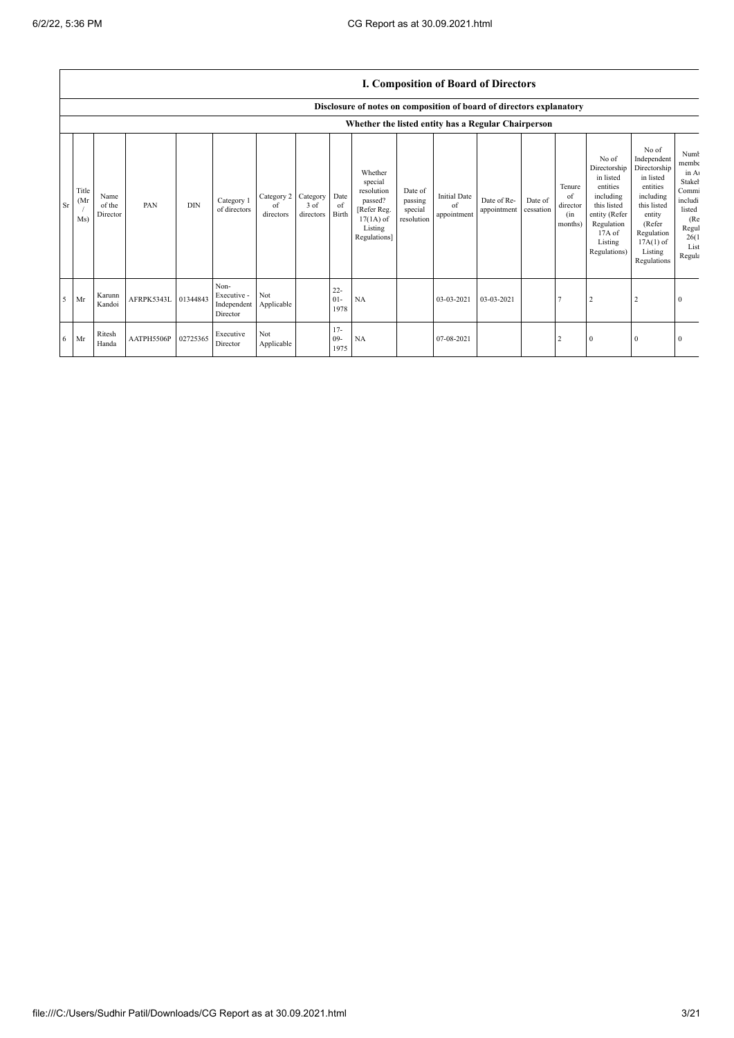## I. Composition of Board of Directors

### Disclosure of notes on composition of board of directors explanatory

### Whether the listed entity has a Regular Chairperson

| Sr | Title (Mr / Ms) | Name of the Director | PAN | DIN | Category 1 of directors | Category 2 of directors | Category 3 of directors | Date of Birth | Whether special resolution passed? [Refer Reg. 17(1A) of Listing Regulations] | Date of passing special resolution | Initial Date of appointment | Date of Re-appointment | Date of cessation | Tenure of director (in months) | No of Directorship in listed entities including this listed entity (Refer Regulation 17A of Listing Regulations) | No of Independent Directorship in listed entities including this listed entity (Refer Regulation 17A(1) of Listing Regulations | Numb membe in A Stakeh Commi includi listed (Re Regul 26(1 List Regula |
|---|---|---|---|---|---|---|---|---|---|---|---|---|---|---|---|---|---|
| 5 | Mr | Karunn Kandoi | AFRPK5343L | 01344843 | Non-Executive - Independent Director | Not Applicable | | 22-01-1978 | NA | | 03-03-2021 | 03-03-2021 | | 7 | 2 | 2 | 0 |
| 6 | Mr | Ritesh Handa | AATPH5506P | 02725365 | Executive Director | Not Applicable | | 17-09-1975 | NA | | 07-08-2021 | | | 2 | 0 | 0 | 0 |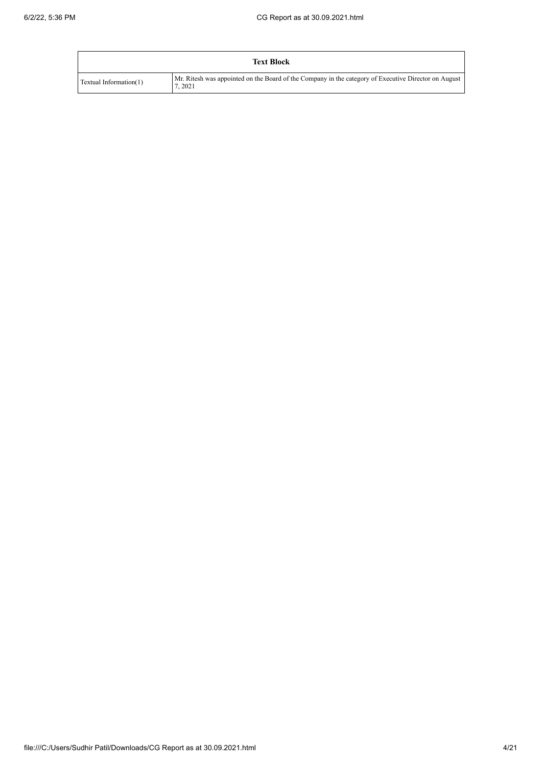| Text Block | |
| --- | --- |
| Textual Information(1) | Mr. Ritesh was appointed on the Board of the Company in the category of Executive Director on August 7, 2021 |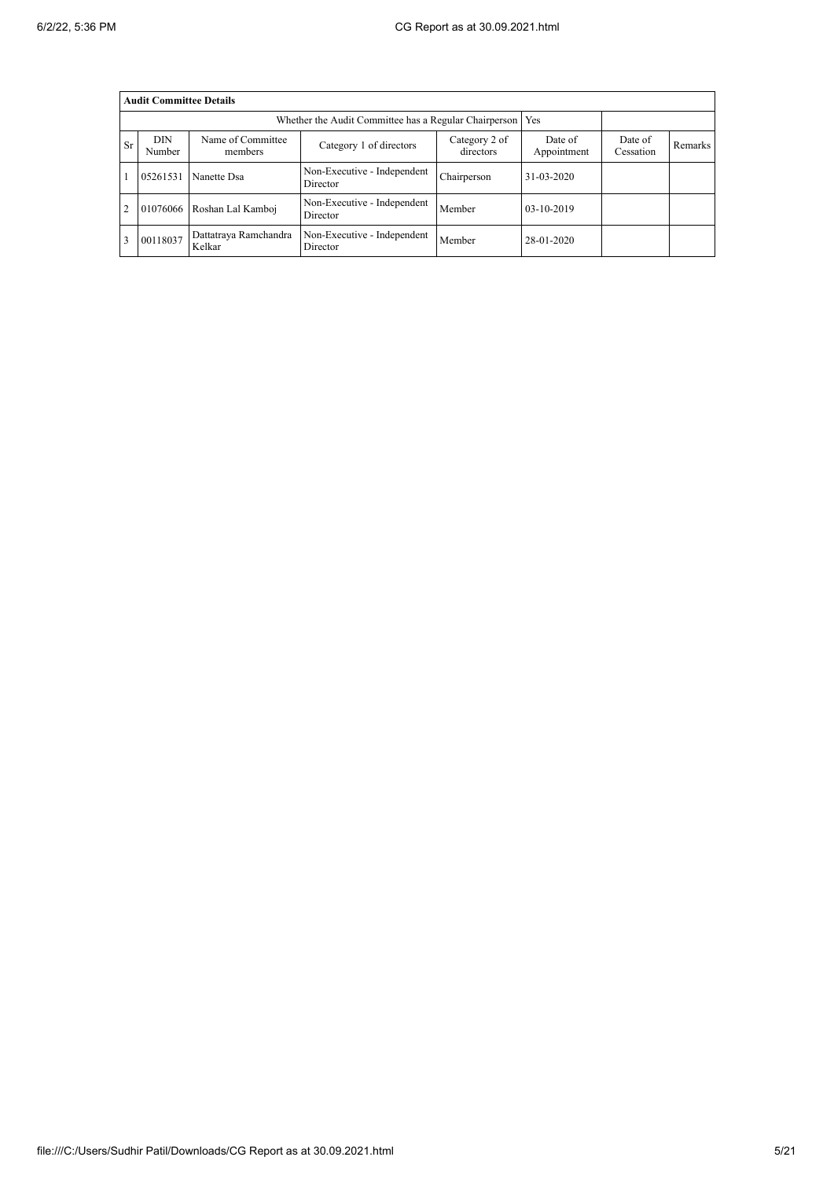| Audit Committee Details | | | | | | | |
|---|---|---|---|---|---|---|---|
| Whether the Audit Committee has a Regular Chairperson | | | | | Yes | | |
| Sr | DIN Number | Name of Committee members | Category 1 of directors | Category 2 of directors | Date of Appointment | Date of Cessation | Remarks |
| 1 | 05261531 | Nanette Dsa | Non-Executive - Independent Director | Chairperson | 31-03-2020 | | |
| 2 | 01076066 | Roshan Lal Kamboj | Non-Executive - Independent Director | Member | 03-10-2019 | | |
| 3 | 00118037 | Dattatraya Ramchandra Kelkar | Non-Executive - Independent Director | Member | 28-01-2020 | | |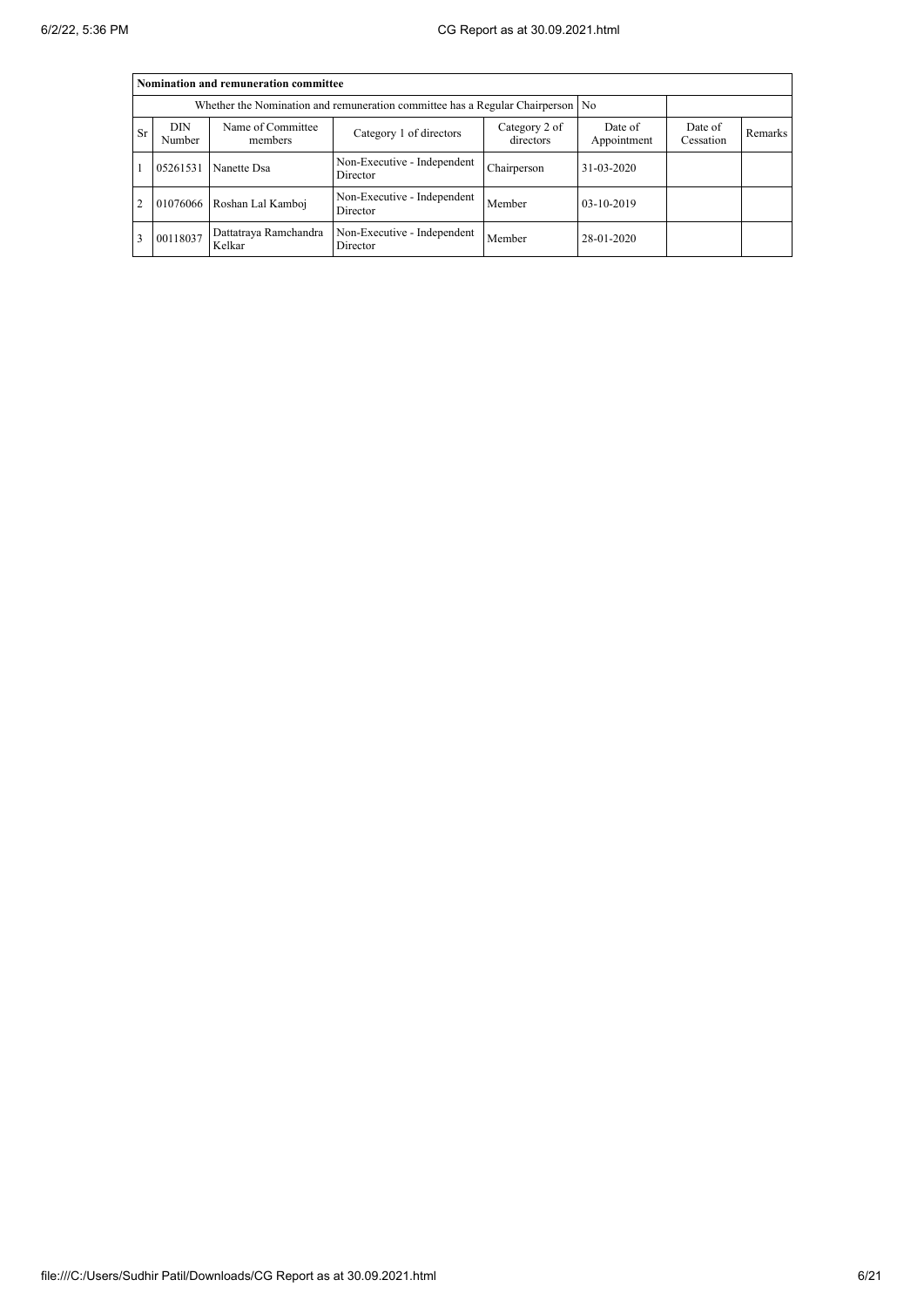| Nomination and remuneration committee | | | | | | | |
|---|---|---|---|---|---|---|---|
| Whether the Nomination and remuneration committee has a Regular Chairperson | | | | | No | | |
| Sr | DIN Number | Name of Committee members | Category 1 of directors | Category 2 of directors | Date of Appointment | Date of Cessation | Remarks |
| 1 | 05261531 | Nanette Dsa | Non-Executive - Independent Director | Chairperson | 31-03-2020 | | |
| 2 | 01076066 | Roshan Lal Kamboj | Non-Executive - Independent Director | Member | 03-10-2019 | | |
| 3 | 00118037 | Dattatraya Ramchandra Kelkar | Non-Executive - Independent Director | Member | 28-01-2020 | | |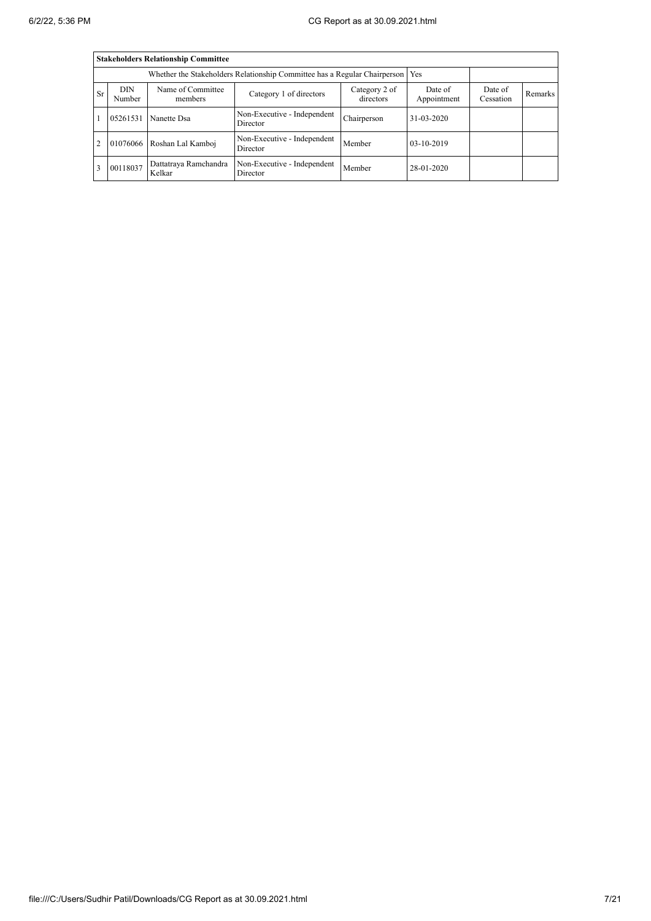| Stakeholders Relationship Committee | | | | | | | |
|---|---|---|---|---|---|---|---|
| Whether the Stakeholders Relationship Committee has a Regular Chairperson | | | | | Yes | | |
| Sr | DIN Number | Name of Committee members | Category 1 of directors | Category 2 of directors | Date of Appointment | Date of Cessation | Remarks |
| 1 | 05261531 | Nanette Dsa | Non-Executive - Independent Director | Chairperson | 31-03-2020 | | |
| 2 | 01076066 | Roshan Lal Kamboj | Non-Executive - Independent Director | Member | 03-10-2019 | | |
| 3 | 00118037 | Dattatraya Ramchandra Kelkar | Non-Executive - Independent Director | Member | 28-01-2020 | | |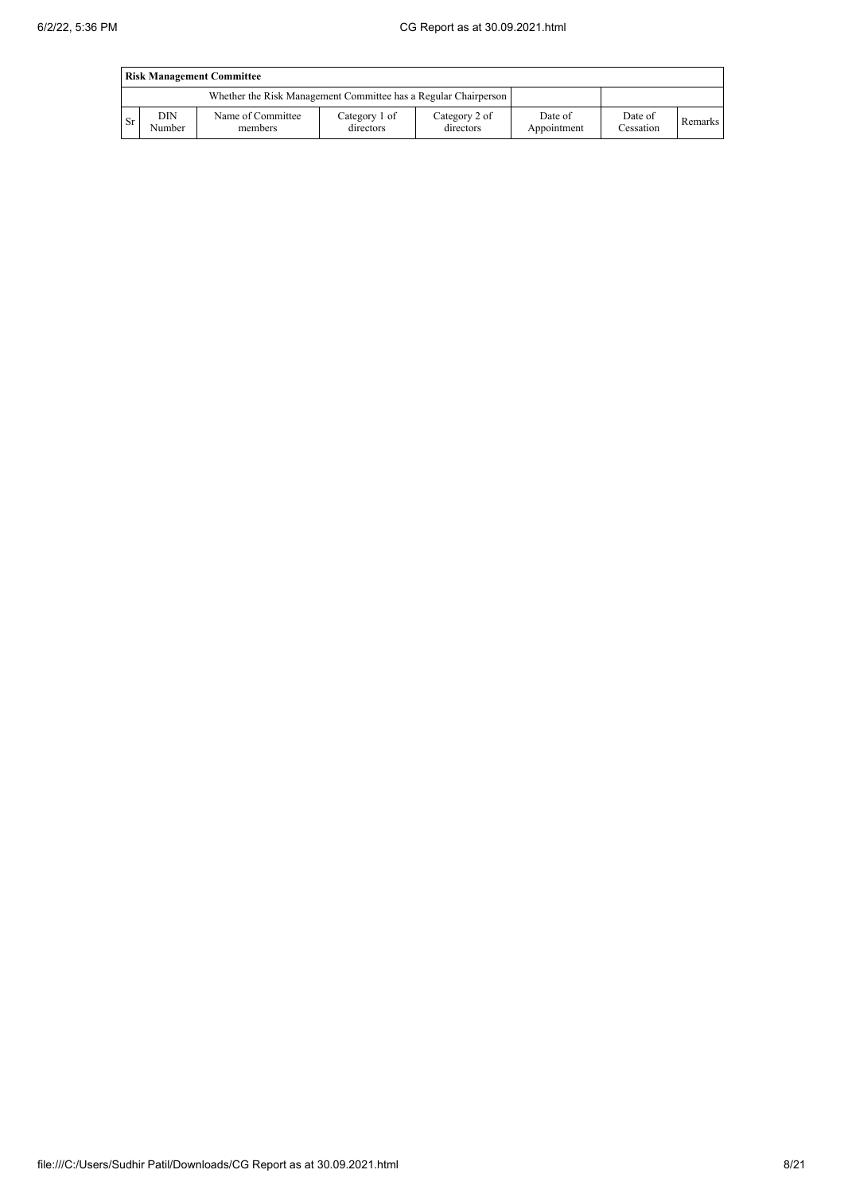| Risk Management Committee | | | | | | | |
|---|---|---|---|---|---|---|---|
| Whether the Risk Management Committee has a Regular Chairperson | | | | | | | |
| Sr | DIN Number | Name of Committee members | Category 1 of directors | Category 2 of directors | Date of Appointment | Date of Cessation | Remarks |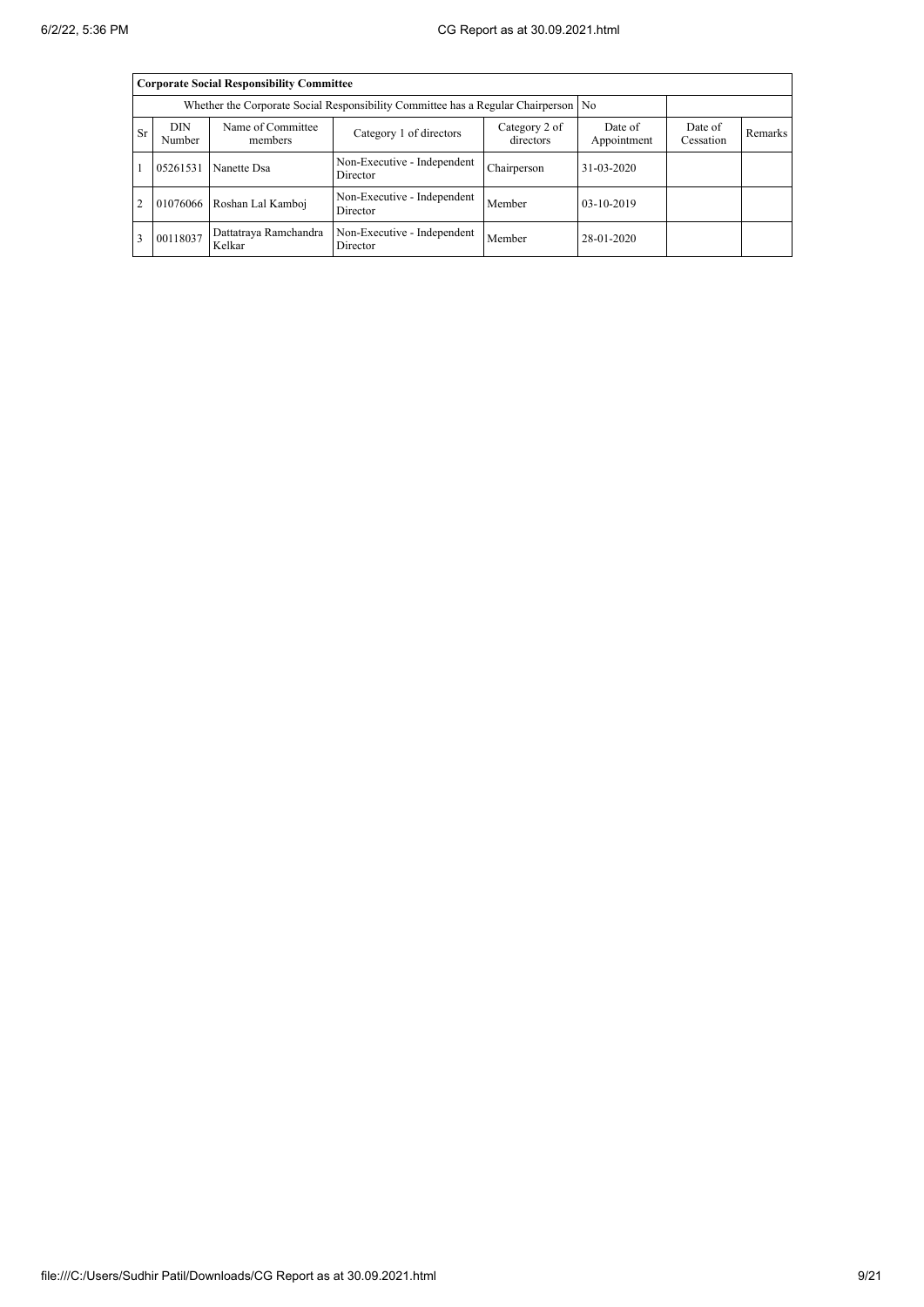| Corporate Social Responsibility Committee | | | | | | | |
|---|---|---|---|---|---|---|---|
| Whether the Corporate Social Responsibility Committee has a Regular Chairperson | | | | | No | | |
| Sr | DIN Number | Name of Committee members | Category 1 of directors | Category 2 of directors | Date of Appointment | Date of Cessation | Remarks |
| 1 | 05261531 | Nanette Dsa | Non-Executive - Independent Director | Chairperson | 31-03-2020 | | |
| 2 | 01076066 | Roshan Lal Kamboj | Non-Executive - Independent Director | Member | 03-10-2019 | | |
| 3 | 00118037 | Dattatraya Ramchandra Kelkar | Non-Executive - Independent Director | Member | 28-01-2020 | | |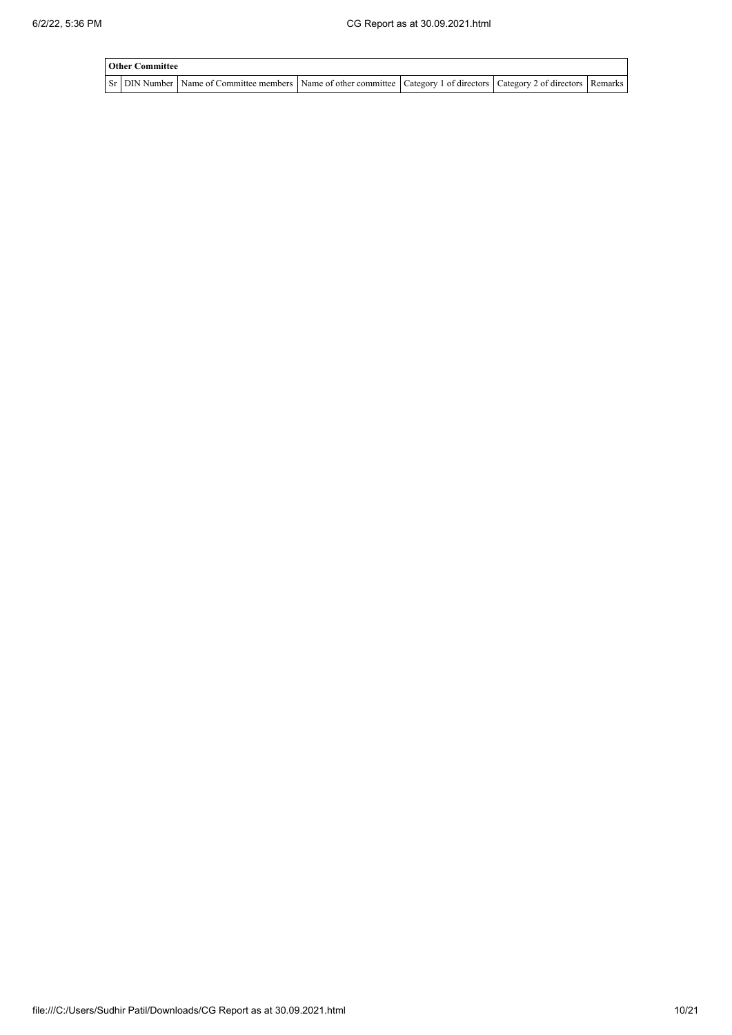| Other Committee | | | | | | |
|---|---|---|---|---|---|---|
| Sr | DIN Number | Name of Committee members | Name of other committee | Category 1 of directors | Category 2 of directors | Remarks |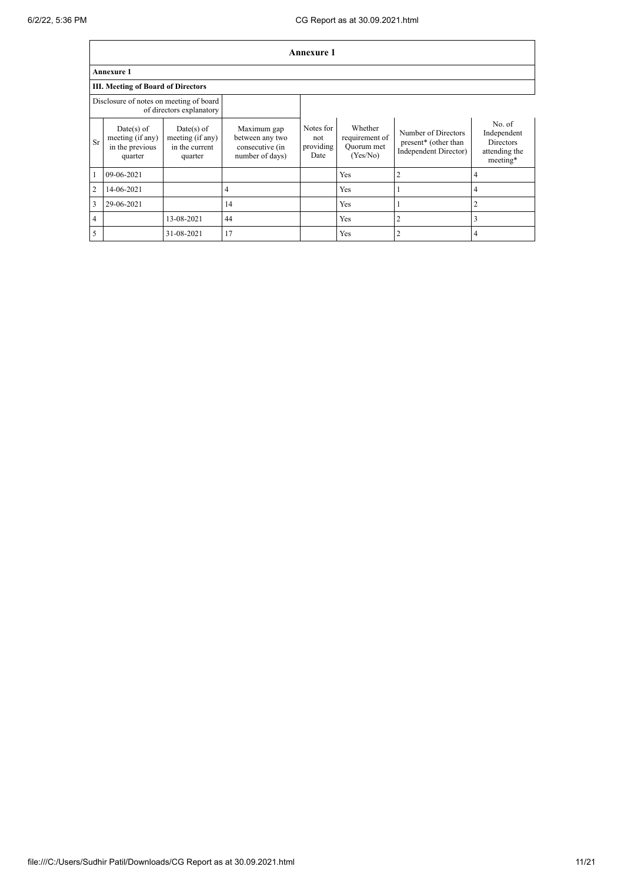## Annexure 1

**Annexure 1**

**III. Meeting of Board of Directors**

Disclosure of notes on meeting of board of directors explanatory

| Sr | Date(s) of meeting (if any) in the previous quarter | Date(s) of meeting (if any) in the current quarter | Maximum gap between any two consecutive (in number of days) | Notes for not providing Date | Whether requirement of Quorum met (Yes/No) | Number of Directors present* (other than Independent Director) | No. of Independent Directors attending the meeting* |
|---|---|---|---|---|---|---|---|
| 1 | 09-06-2021 | | | | Yes | 2 | 4 |
| 2 | 14-06-2021 | | 4 | | Yes | 1 | 4 |
| 3 | 29-06-2021 | | 14 | | Yes | 1 | 2 |
| 4 | | 13-08-2021 | 44 | | Yes | 2 | 3 |
| 5 | | 31-08-2021 | 17 | | Yes | 2 | 4 |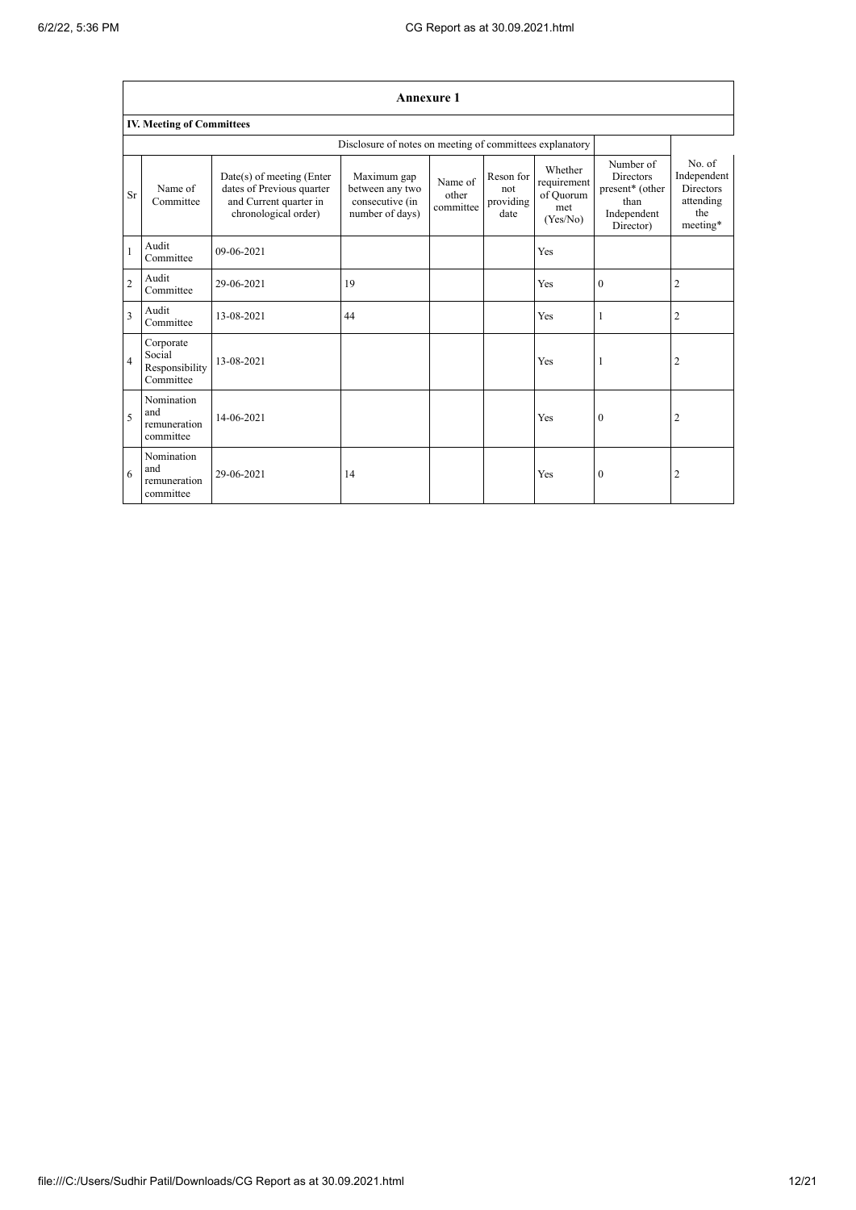# Annexure 1

## IV. Meeting of Committees

| | | | Disclosure of notes on meeting of committees explanatory | | | | | |
|---|---|---|---|---|---|---|---|---|
| Sr | Name of Committee | Date(s) of meeting (Enter dates of Previous quarter and Current quarter in chronological order) | Maximum gap between any two consecutive (in number of days) | Name of other committee | Reson for not providing date | Whether requirement of Quorum met (Yes/No) | Number of Directors present* (other than Independent Director) | No. of Independent Directors attending the meeting* |
| 1 | Audit Committee | 09-06-2021 | | | | Yes | | |
| 2 | Audit Committee | 29-06-2021 | 19 | | | Yes | 0 | 2 |
| 3 | Audit Committee | 13-08-2021 | 44 | | | Yes | 1 | 2 |
| 4 | Corporate Social Responsibility Committee | 13-08-2021 | | | | Yes | 1 | 2 |
| 5 | Nomination and remuneration committee | 14-06-2021 | | | | Yes | 0 | 2 |
| 6 | Nomination and remuneration committee | 29-06-2021 | 14 | | | Yes | 0 | 2 |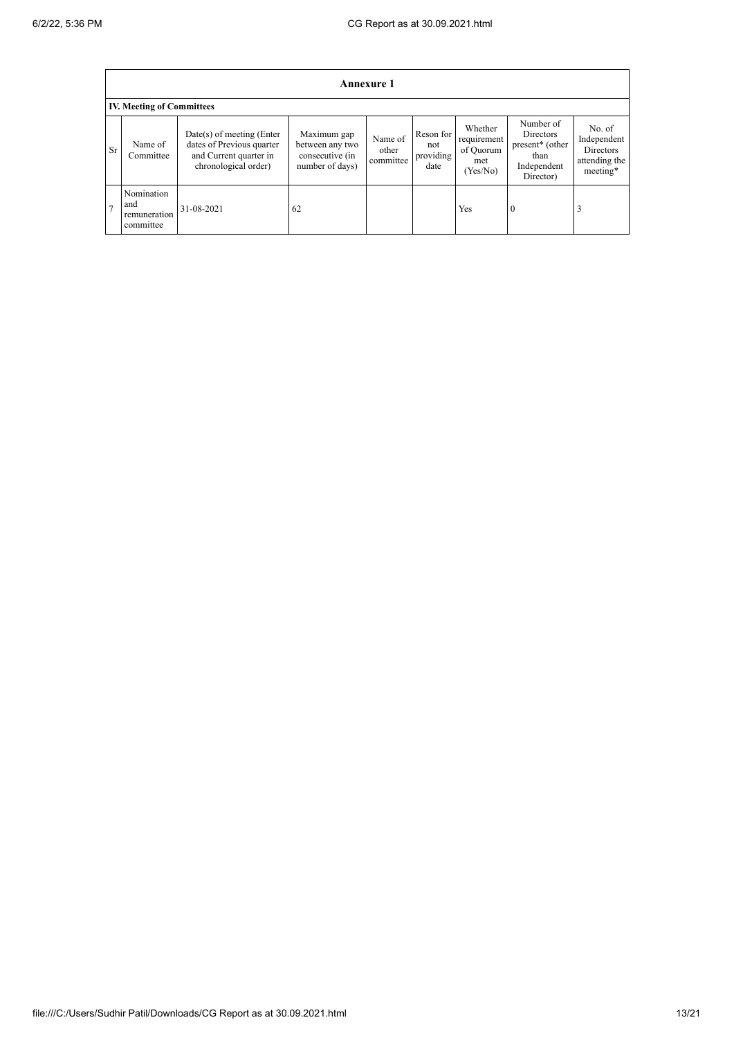| Annexure 1 | | | | | | | | |
|---|---|---|---|---|---|---|---|---|
| **IV. Meeting of Committees** | | | | | | | | |
| Sr | Name of Committee | Date(s) of meeting (Enter dates of Previous quarter and Current quarter in chronological order) | Maximum gap between any two consecutive (in number of days) | Name of other committee | Reson for not providing date | Whether requirement of Quorum met (Yes/No) | Number of Directors present* (other than Independent Director) | No. of Independent Directors attending the meeting* |
| 7 | Nomination and remuneration committee | 31-08-2021 | 62 | | | Yes | 0 | 3 |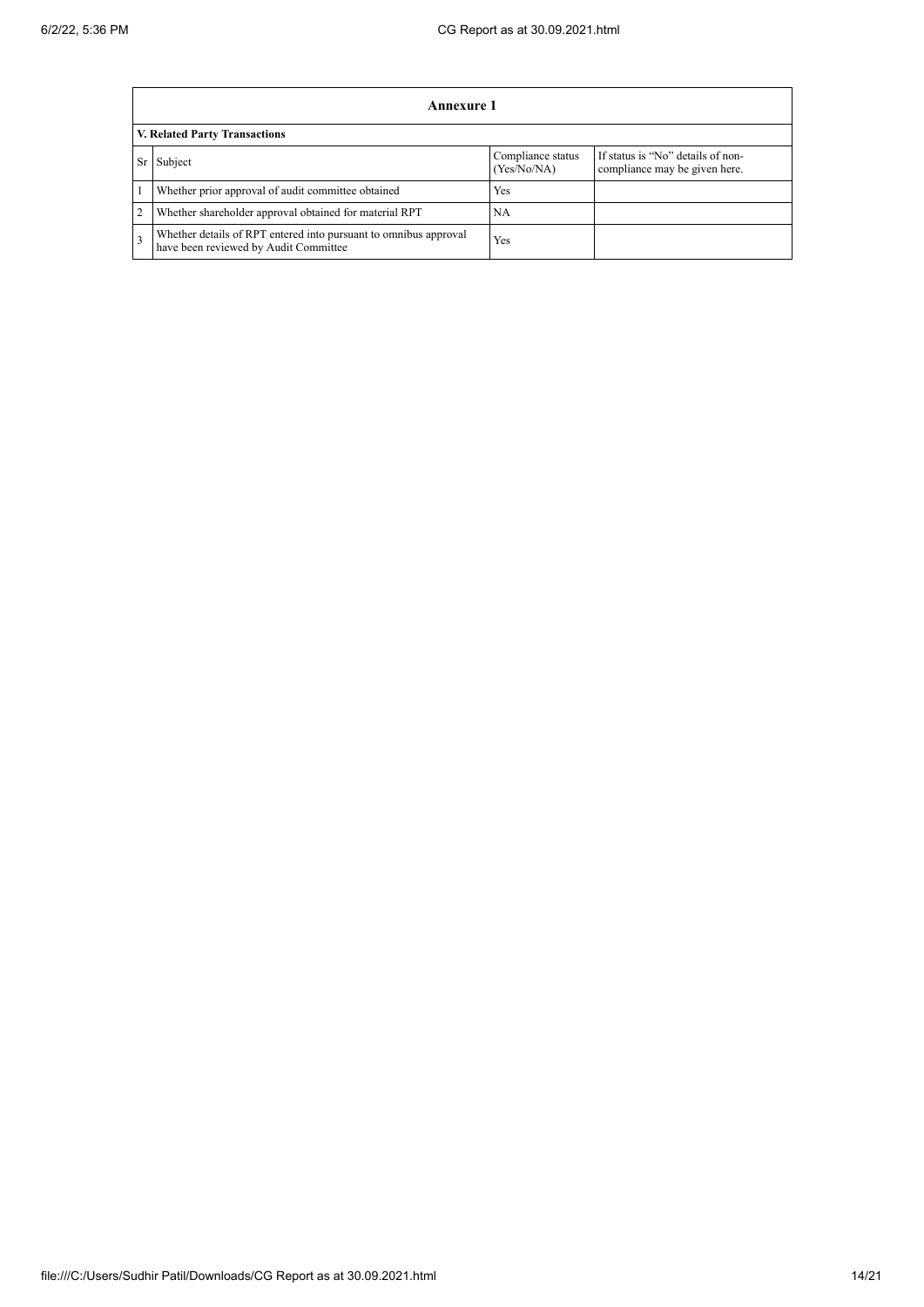| Annexure 1 | | | |
|---|---|---|---|
| **V. Related Party Transactions** | | | |
| Sr | Subject | Compliance status (Yes/No/NA) | If status is "No" details of non-compliance may be given here. |
| 1 | Whether prior approval of audit committee obtained | Yes | |
| 2 | Whether shareholder approval obtained for material RPT | NA | |
| 3 | Whether details of RPT entered into pursuant to omnibus approval have been reviewed by Audit Committee | Yes | |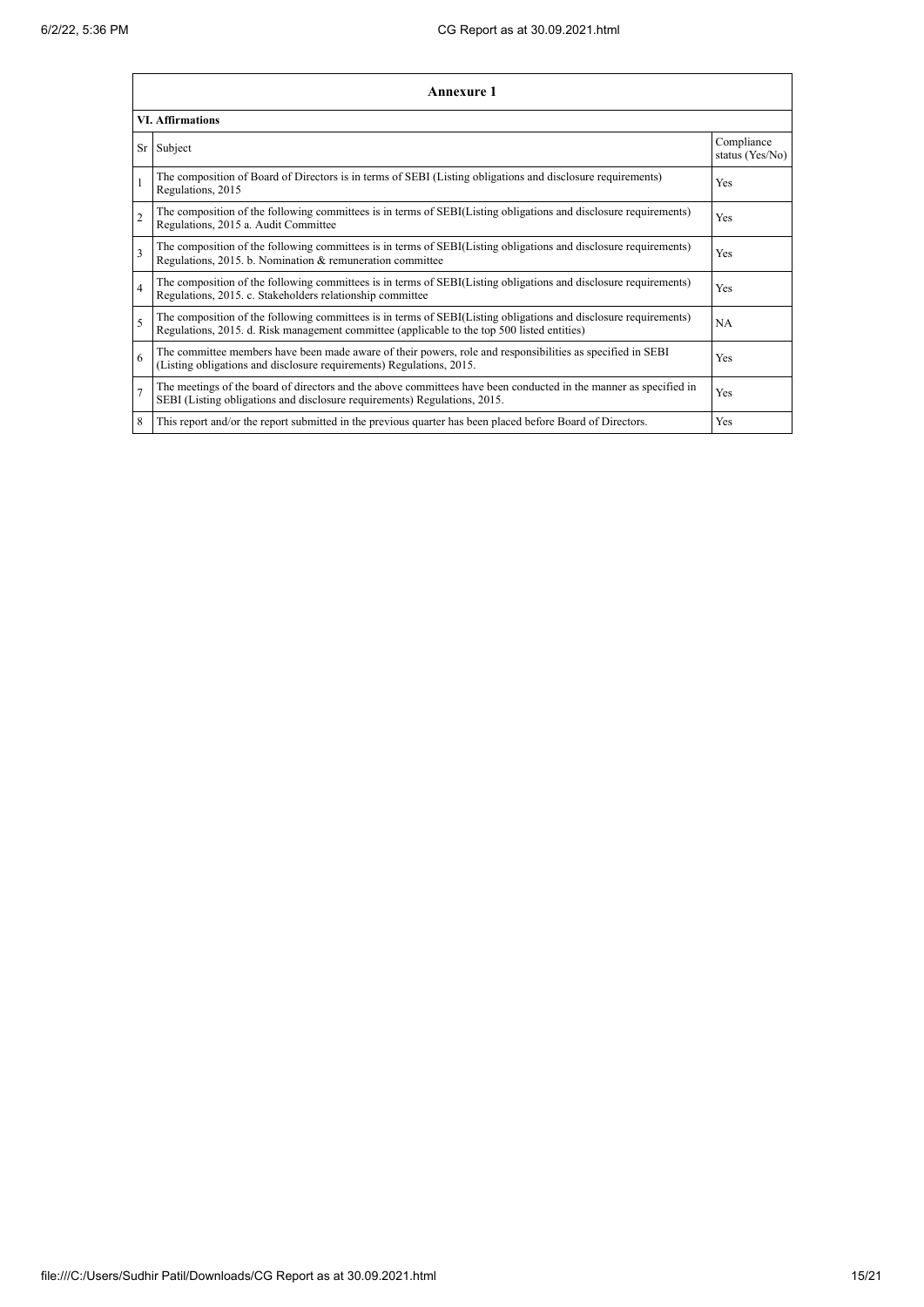## Annexure 1

### VI. Affirmations

| Sr | Subject | Compliance status (Yes/No) |
|---|---|---|
| 1 | The composition of Board of Directors is in terms of SEBI (Listing obligations and disclosure requirements) Regulations, 2015 | Yes |
| 2 | The composition of the following committees is in terms of SEBI(Listing obligations and disclosure requirements) Regulations, 2015 a. Audit Committee | Yes |
| 3 | The composition of the following committees is in terms of SEBI(Listing obligations and disclosure requirements) Regulations, 2015. b. Nomination & remuneration committee | Yes |
| 4 | The composition of the following committees is in terms of SEBI(Listing obligations and disclosure requirements) Regulations, 2015. c. Stakeholders relationship committee | Yes |
| 5 | The composition of the following committees is in terms of SEBI(Listing obligations and disclosure requirements) Regulations, 2015. d. Risk management committee (applicable to the top 500 listed entities) | NA |
| 6 | The committee members have been made aware of their powers, role and responsibilities as specified in SEBI (Listing obligations and disclosure requirements) Regulations, 2015. | Yes |
| 7 | The meetings of the board of directors and the above committees have been conducted in the manner as specified in SEBI (Listing obligations and disclosure requirements) Regulations, 2015. | Yes |
| 8 | This report and/or the report submitted in the previous quarter has been placed before Board of Directors. | Yes |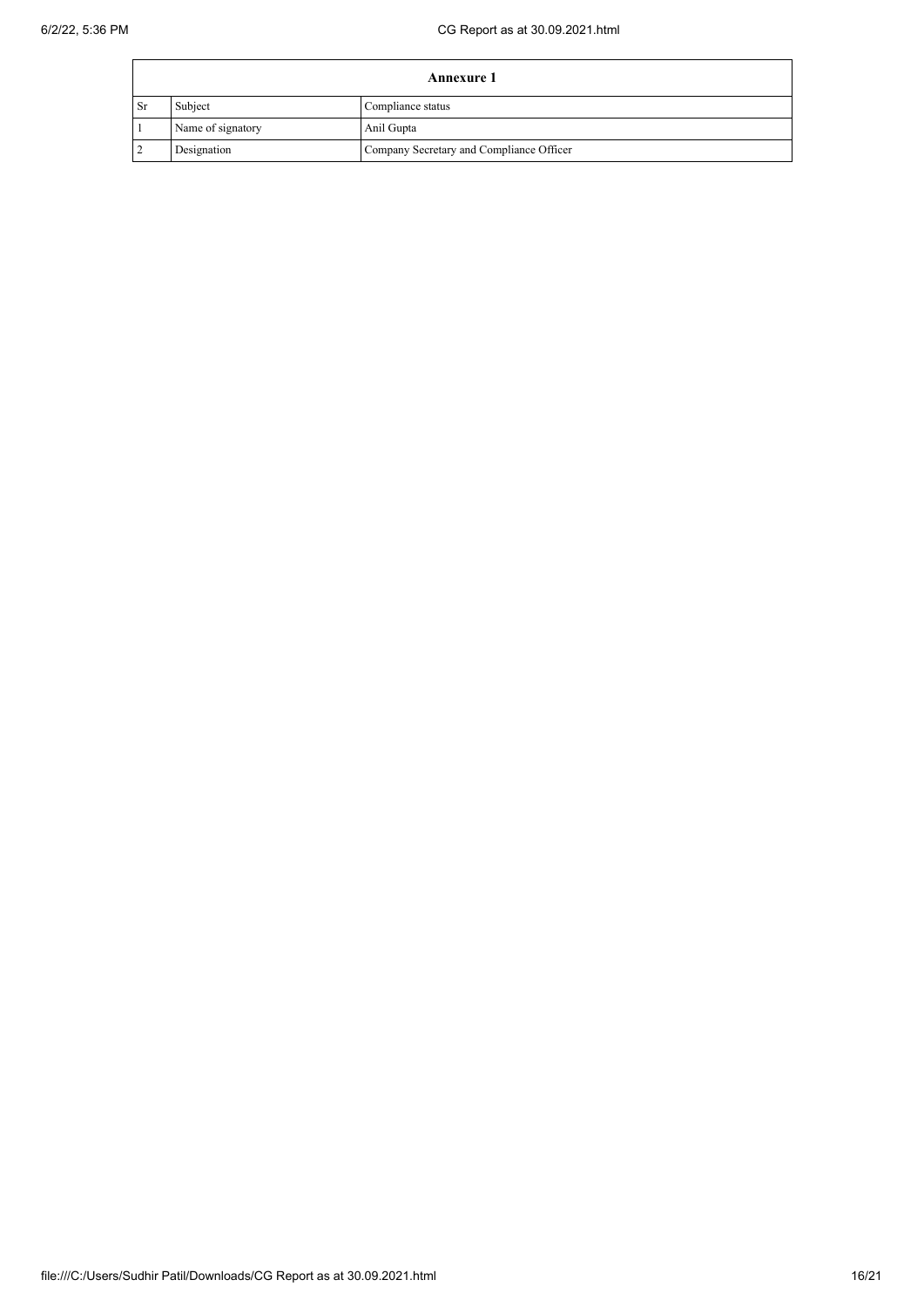| Annexure 1 | | |
|---|---|---|
| Sr | Subject | Compliance status |
| 1 | Name of signatory | Anil Gupta |
| 2 | Designation | Company Secretary and Compliance Officer |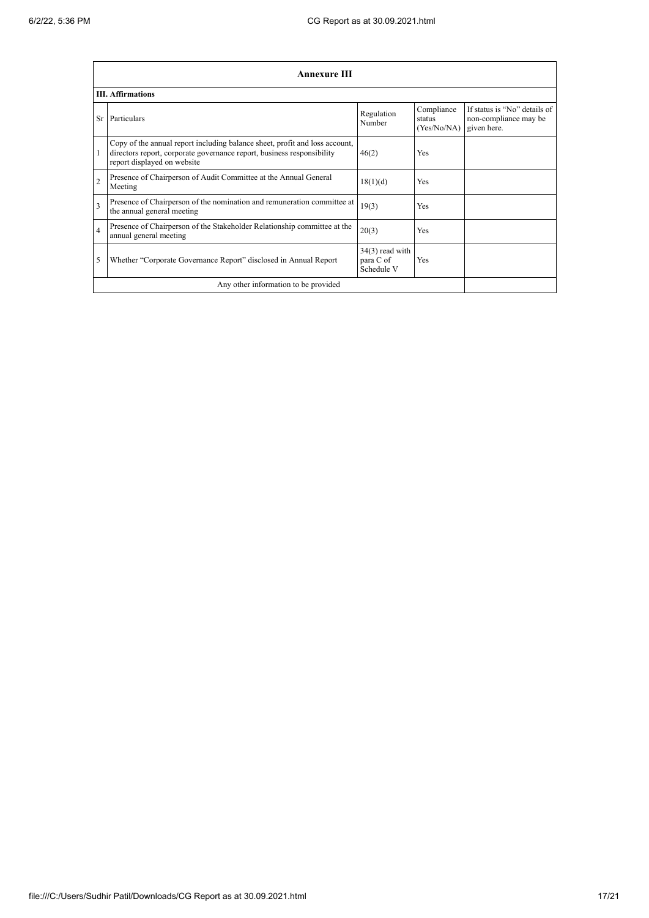## Annexure III

### III. Affirmations

| Sr | Particulars | Regulation Number | Compliance status (Yes/No/NA) | If status is "No" details of non-compliance may be given here. |
|---|---|---|---|---|
| 1 | Copy of the annual report including balance sheet, profit and loss account, directors report, corporate governance report, business responsibility report displayed on website | 46(2) | Yes | |
| 2 | Presence of Chairperson of Audit Committee at the Annual General Meeting | 18(1)(d) | Yes | |
| 3 | Presence of Chairperson of the nomination and remuneration committee at the annual general meeting | 19(3) | Yes | |
| 4 | Presence of Chairperson of the Stakeholder Relationship committee at the annual general meeting | 20(3) | Yes | |
| 5 | Whether "Corporate Governance Report" disclosed in Annual Report | 34(3) read with para C of Schedule V | Yes | |
| | Any other information to be provided | | | |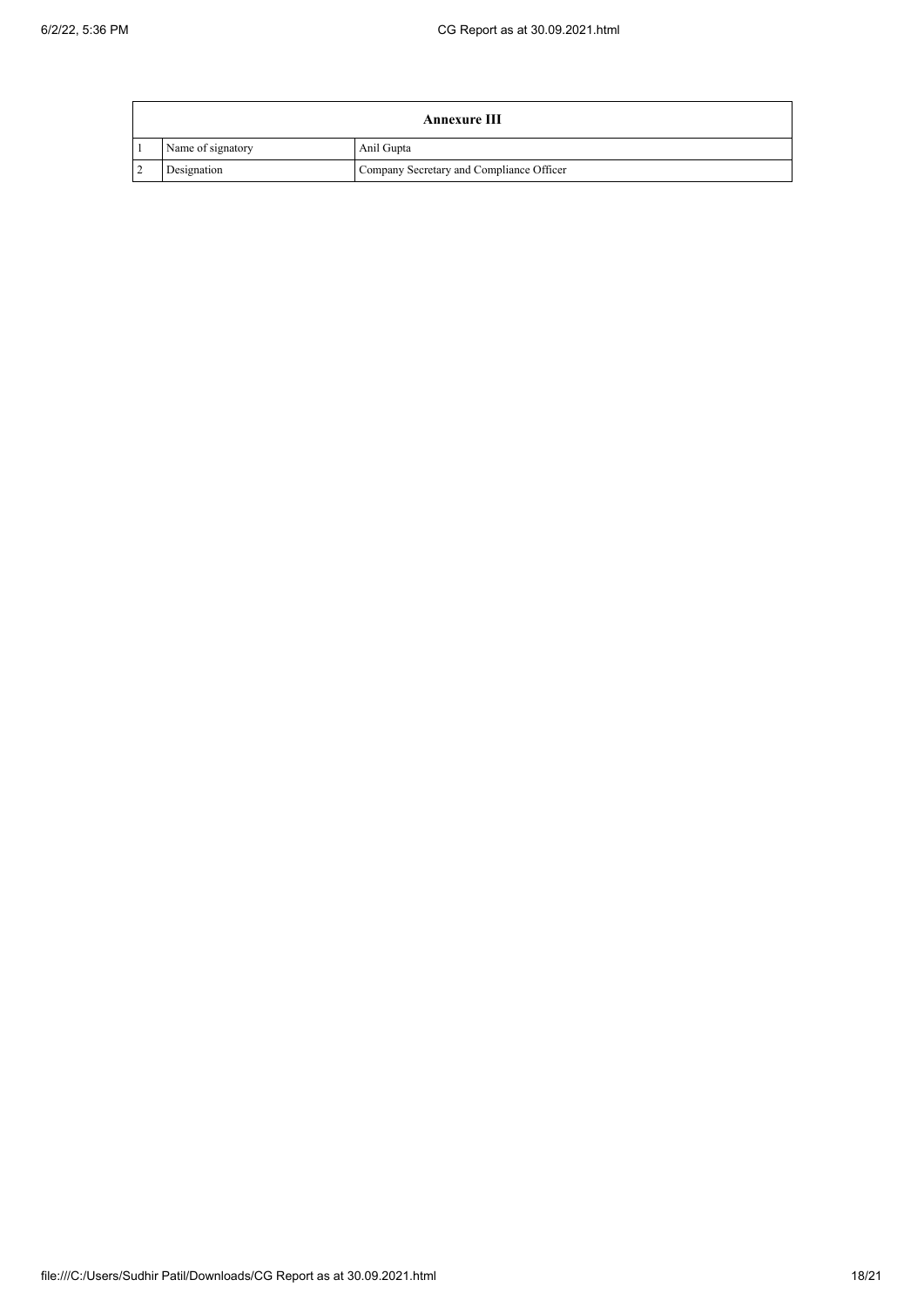| Annexure III | | |
|---|---|---|
| 1 | Name of signatory | Anil Gupta |
| 2 | Designation | Company Secretary and Compliance Officer |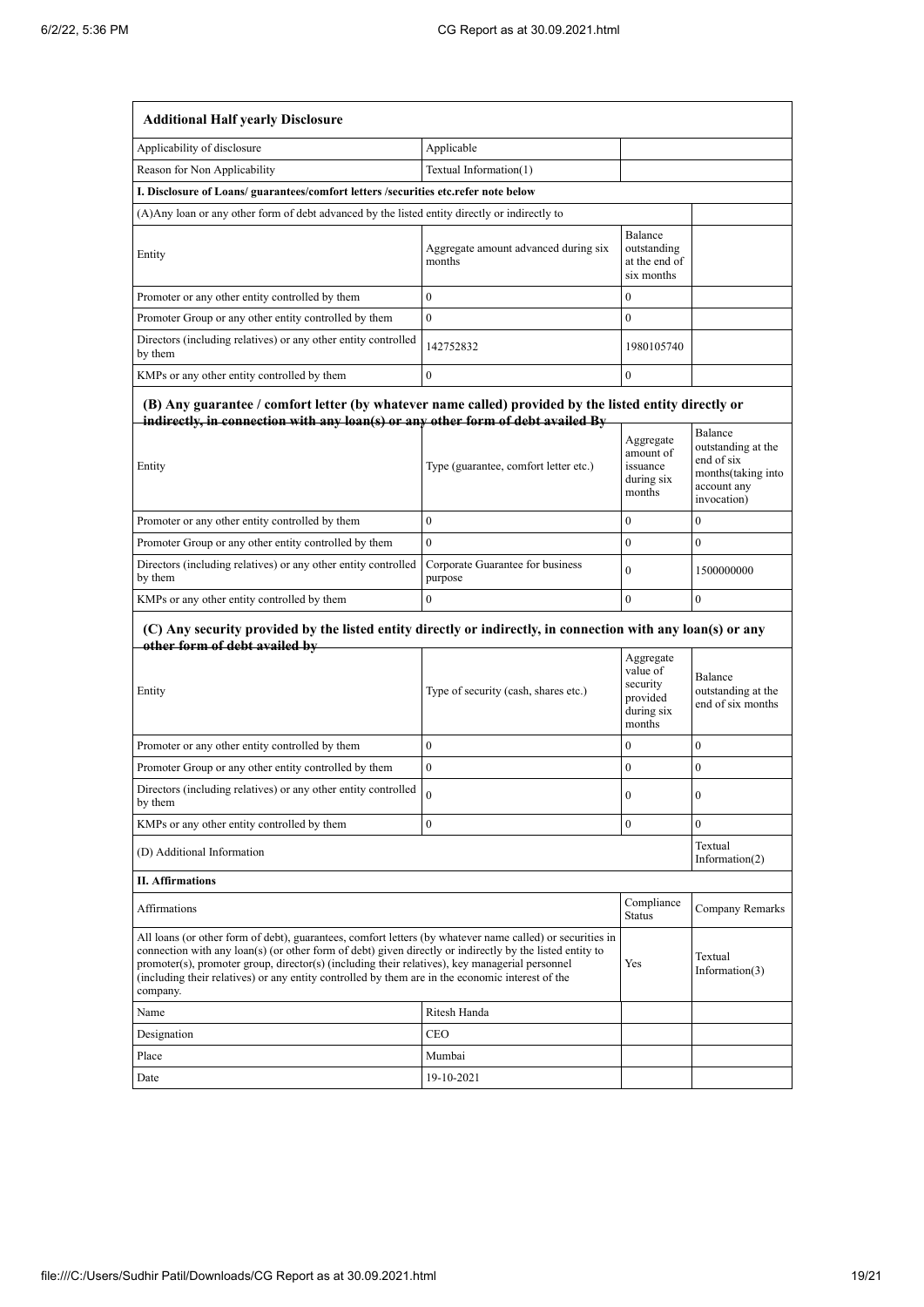| **Additional Half yearly Disclosure** | | | |
|---|---|---|---|
| Applicability of disclosure | Applicable | | |
| Reason for Non Applicability | Textual Information(1) | | |
| **I. Disclosure of Loans/ guarantees/comfort letters /securities etc.refer note below** | | | |
| (A)Any loan or any other form of debt advanced by the listed entity directly or indirectly to | | | |
| Entity | Aggregate amount advanced during six months | Balance outstanding at the end of six months | |
| Promoter or any other entity controlled by them | 0 | 0 | |
| Promoter Group or any other entity controlled by them | 0 | 0 | |
| Directors (including relatives) or any other entity controlled by them | 142752832 | 1980105740 | |
| KMPs or any other entity controlled by them | 0 | 0 | |

**(B) Any guarantee / comfort letter (by whatever name called) provided by the listed entity directly or indirectly, in connection with any loan(s) or any other form of debt availed By**

| Entity | Type (guarantee, comfort letter etc.) | Aggregate amount of issuance during six months | Balance outstanding at the end of six months(taking into account any invocation) |
|---|---|---|---|
| Promoter or any other entity controlled by them | 0 | 0 | 0 |
| Promoter Group or any other entity controlled by them | 0 | 0 | 0 |
| Directors (including relatives) or any other entity controlled by them | Corporate Guarantee for business purpose | 0 | 1500000000 |
| KMPs or any other entity controlled by them | 0 | 0 | 0 |

**(C) Any security provided by the listed entity directly or indirectly, in connection with any loan(s) or any other form of debt availed by**

| Entity | Type of security (cash, shares etc.) | Aggregate value of security provided during six months | Balance outstanding at the end of six months |
|---|---|---|---|
| Promoter or any other entity controlled by them | 0 | 0 | 0 |
| Promoter Group or any other entity controlled by them | 0 | 0 | 0 |
| Directors (including relatives) or any other entity controlled by them | 0 | 0 | 0 |
| KMPs or any other entity controlled by them | 0 | 0 | 0 |
| (D) Additional Information | | | Textual Information(2) |
| **II. Affirmations** | | | |
| Affirmations | | Compliance Status | Company Remarks |
| All loans (or other form of debt), guarantees, comfort letters (by whatever name called) or securities in connection with any loan(s) (or other form of debt) given directly or indirectly by the listed entity to promoter(s), promoter group, director(s) (including their relatives), key managerial personnel (including their relatives) or any entity controlled by them are in the economic interest of the company. | | Yes | Textual Information(3) |
| Name | Ritesh Handa | | |
| Designation | CEO | | |
| Place | Mumbai | | |
| Date | 19-10-2021 | | |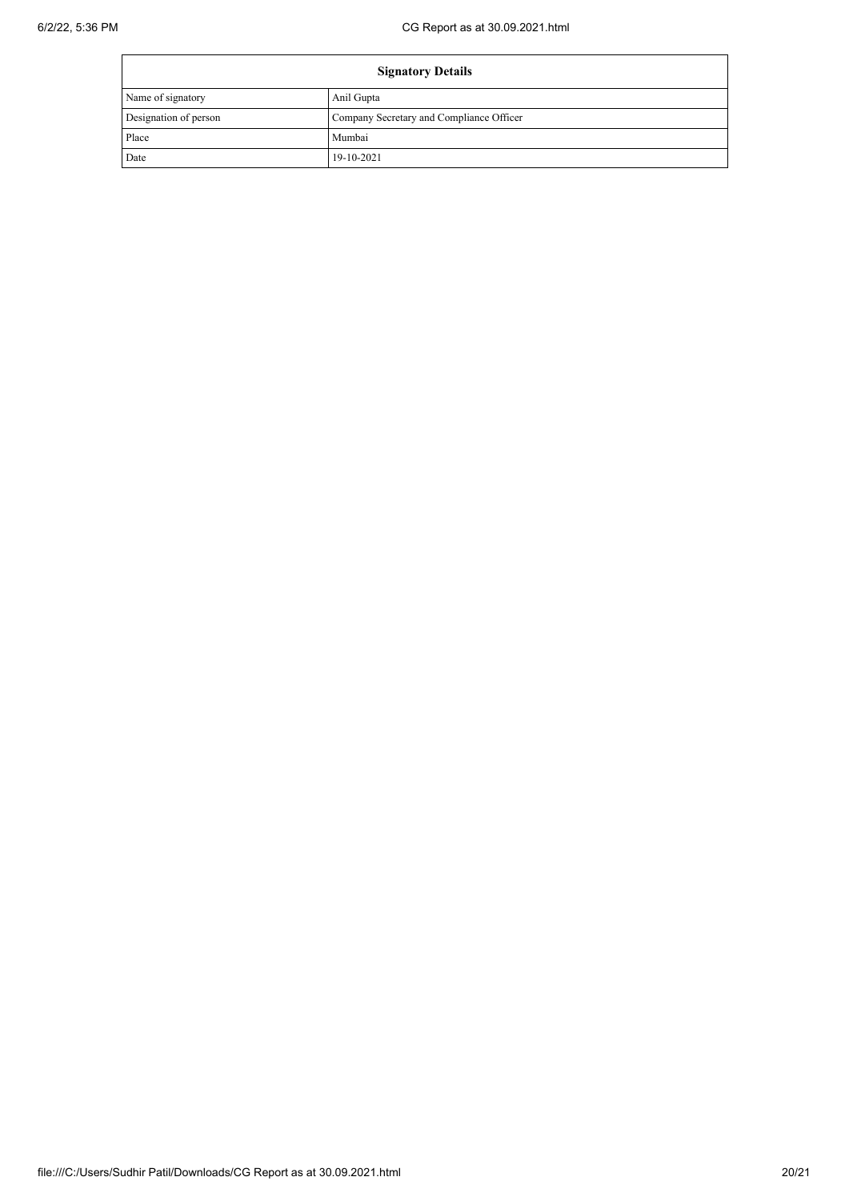| Signatory Details | |
|---|---|
| Name of signatory | Anil Gupta |
| Designation of person | Company Secretary and Compliance Officer |
| Place | Mumbai |
| Date | 19-10-2021 |